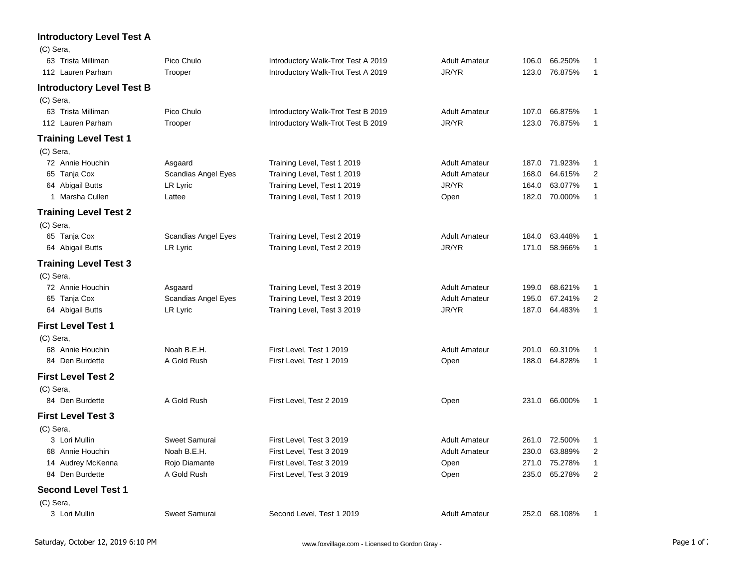## Introductory Level Test A

(C) Sera,

| | | | | | | | |
|---|---|---|---|---|---|---|---|
| 63 | Trista Milliman | Pico Chulo | Introductory Walk-Trot Test A 2019 | Adult Amateur | 106.0 | 66.250% | 1 |
| 112 | Lauren Parham | Trooper | Introductory Walk-Trot Test A 2019 | JR/YR | 123.0 | 76.875% | 1 |

## Introductory Level Test B

(C) Sera,

| | | | | | | | |
|---|---|---|---|---|---|---|---|
| 63 | Trista Milliman | Pico Chulo | Introductory Walk-Trot Test B 2019 | Adult Amateur | 107.0 | 66.875% | 1 |
| 112 | Lauren Parham | Trooper | Introductory Walk-Trot Test B 2019 | JR/YR | 123.0 | 76.875% | 1 |

## Training Level Test 1

(C) Sera,

| | | | | | | | |
|---|---|---|---|---|---|---|---|
| 72 | Annie Houchin | Asgaard | Training Level, Test 1 2019 | Adult Amateur | 187.0 | 71.923% | 1 |
| 65 | Tanja Cox | Scandias Angel Eyes | Training Level, Test 1 2019 | Adult Amateur | 168.0 | 64.615% | 2 |
| 64 | Abigail Butts | LR Lyric | Training Level, Test 1 2019 | JR/YR | 164.0 | 63.077% | 1 |
| 1 | Marsha Cullen | Lattee | Training Level, Test 1 2019 | Open | 182.0 | 70.000% | 1 |

## Training Level Test 2

(C) Sera,

| | | | | | | | |
|---|---|---|---|---|---|---|---|
| 65 | Tanja Cox | Scandias Angel Eyes | Training Level, Test 2 2019 | Adult Amateur | 184.0 | 63.448% | 1 |
| 64 | Abigail Butts | LR Lyric | Training Level, Test 2 2019 | JR/YR | 171.0 | 58.966% | 1 |

## Training Level Test 3

(C) Sera,

| | | | | | | | |
|---|---|---|---|---|---|---|---|
| 72 | Annie Houchin | Asgaard | Training Level, Test 3 2019 | Adult Amateur | 199.0 | 68.621% | 1 |
| 65 | Tanja Cox | Scandias Angel Eyes | Training Level, Test 3 2019 | Adult Amateur | 195.0 | 67.241% | 2 |
| 64 | Abigail Butts | LR Lyric | Training Level, Test 3 2019 | JR/YR | 187.0 | 64.483% | 1 |

## First Level Test 1

(C) Sera,

| | | | | | | | |
|---|---|---|---|---|---|---|---|
| 68 | Annie Houchin | Noah B.E.H. | First Level, Test 1 2019 | Adult Amateur | 201.0 | 69.310% | 1 |
| 84 | Den Burdette | A Gold Rush | First Level, Test 1 2019 | Open | 188.0 | 64.828% | 1 |

## First Level Test 2

(C) Sera,

| | | | | | | | |
|---|---|---|---|---|---|---|---|
| 84 | Den Burdette | A Gold Rush | First Level, Test 2 2019 | Open | 231.0 | 66.000% | 1 |

## First Level Test 3

(C) Sera,

| | | | | | | | |
|---|---|---|---|---|---|---|---|
| 3 | Lori Mullin | Sweet Samurai | First Level, Test 3 2019 | Adult Amateur | 261.0 | 72.500% | 1 |
| 68 | Annie Houchin | Noah B.E.H. | First Level, Test 3 2019 | Adult Amateur | 230.0 | 63.889% | 2 |
| 14 | Audrey McKenna | Rojo Diamante | First Level, Test 3 2019 | Open | 271.0 | 75.278% | 1 |
| 84 | Den Burdette | A Gold Rush | First Level, Test 3 2019 | Open | 235.0 | 65.278% | 2 |

## Second Level Test 1

(C) Sera,

| | | | | | | | |
|---|---|---|---|---|---|---|---|
| 3 | Lori Mullin | Sweet Samurai | Second Level, Test 1 2019 | Adult Amateur | 252.0 | 68.108% | 1 |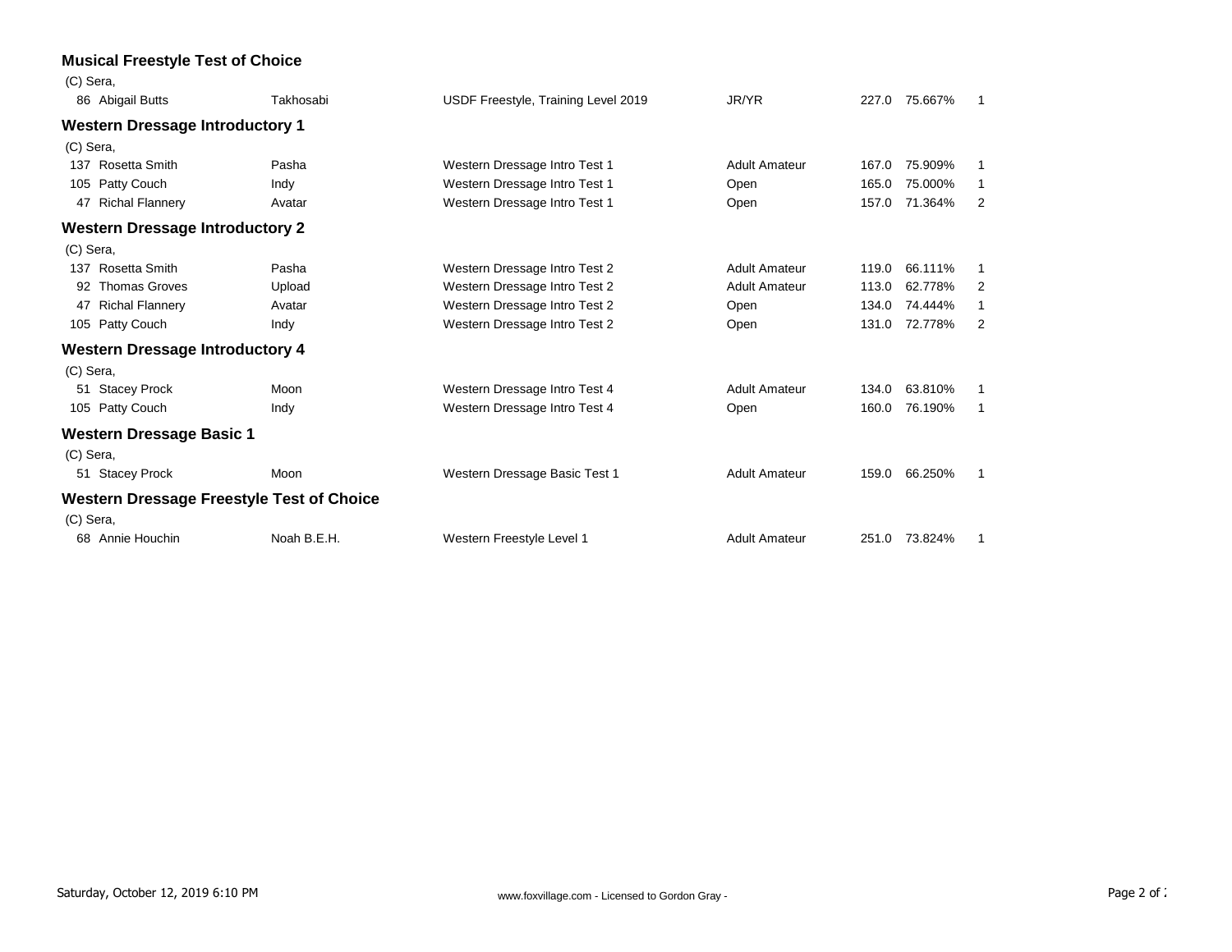### Musical Freestyle Test of Choice

(C) Sera,

| | | | | | | | |
|---|---|---|---|---|---|---|---|
| 86 | Abigail Butts | Takhosabi | USDF Freestyle, Training Level 2019 | JR/YR | 227.0 | 75.667% | 1 |

### Western Dressage Introductory 1

(C) Sera,

| | | | | | | | |
|---|---|---|---|---|---|---|---|
| 137 | Rosetta Smith | Pasha | Western Dressage Intro Test 1 | Adult Amateur | 167.0 | 75.909% | 1 |
| 105 | Patty Couch | Indy | Western Dressage Intro Test 1 | Open | 165.0 | 75.000% | 1 |
| 47 | Richal Flannery | Avatar | Western Dressage Intro Test 1 | Open | 157.0 | 71.364% | 2 |

### Western Dressage Introductory 2

(C) Sera,

| | | | | | | | |
|---|---|---|---|---|---|---|---|
| 137 | Rosetta Smith | Pasha | Western Dressage Intro Test 2 | Adult Amateur | 119.0 | 66.111% | 1 |
| 92 | Thomas Groves | Upload | Western Dressage Intro Test 2 | Adult Amateur | 113.0 | 62.778% | 2 |
| 47 | Richal Flannery | Avatar | Western Dressage Intro Test 2 | Open | 134.0 | 74.444% | 1 |
| 105 | Patty Couch | Indy | Western Dressage Intro Test 2 | Open | 131.0 | 72.778% | 2 |

### Western Dressage Introductory 4

(C) Sera,

| | | | | | | | |
|---|---|---|---|---|---|---|---|
| 51 | Stacey Prock | Moon | Western Dressage Intro Test 4 | Adult Amateur | 134.0 | 63.810% | 1 |
| 105 | Patty Couch | Indy | Western Dressage Intro Test 4 | Open | 160.0 | 76.190% | 1 |

### Western Dressage Basic 1

(C) Sera,

| | | | | | | | |
|---|---|---|---|---|---|---|---|
| 51 | Stacey Prock | Moon | Western Dressage Basic Test 1 | Adult Amateur | 159.0 | 66.250% | 1 |

### Western Dressage Freestyle Test of Choice

(C) Sera,

| | | | | | | | |
|---|---|---|---|---|---|---|---|
| 68 | Annie Houchin | Noah B.E.H. | Western Freestyle Level 1 | Adult Amateur | 251.0 | 73.824% | 1 |